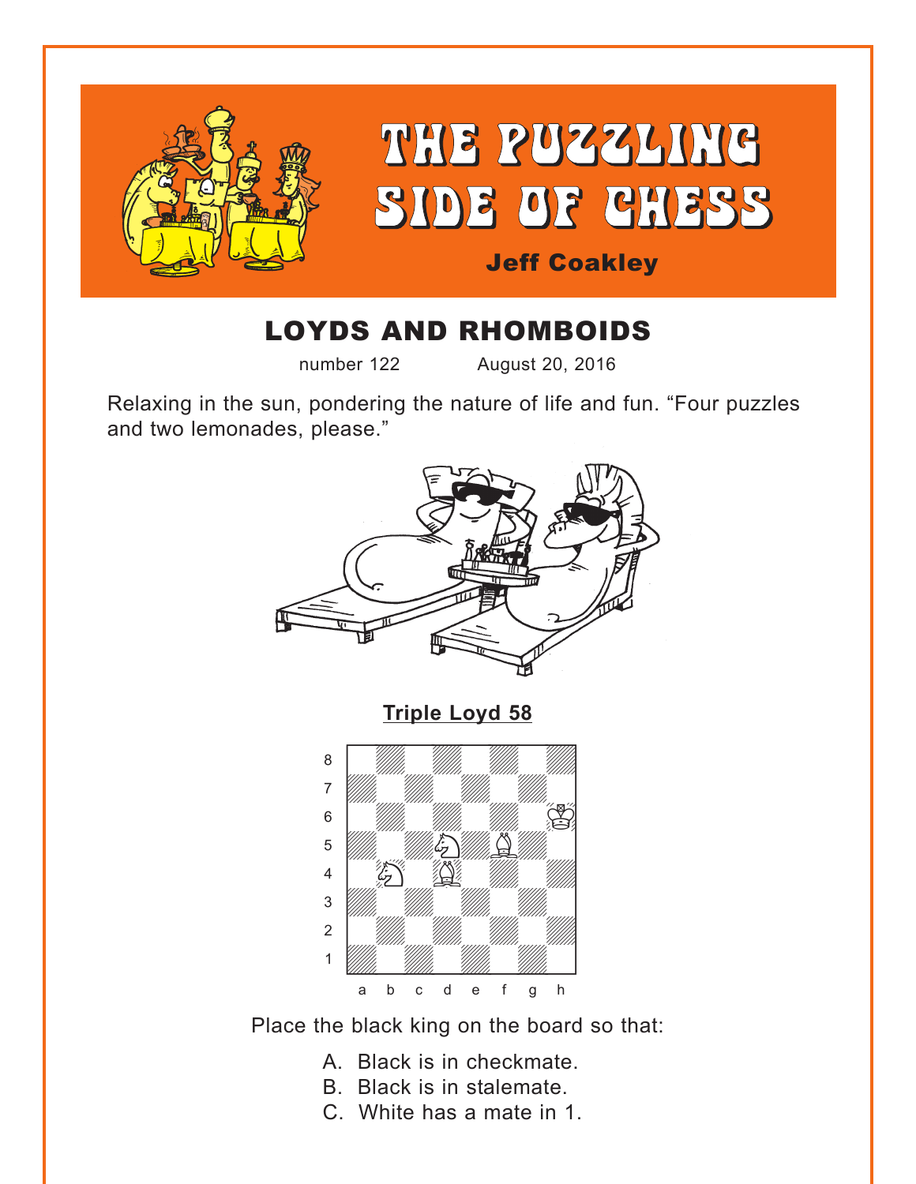# THE PUZZLING SIDE OF CHESS

**Jeff Coakley**

## LOYDS AND RHOMBOIDS

number 122 August 20, 2016

Relaxing in the sun, pondering the nature of life and fun. "Four puzzles and two lemonades, please."

### Triple Loyd 58

Place the black king on the board so that:

A. Black is in checkmate.
B. Black is in stalemate.
C. White has a mate in 1.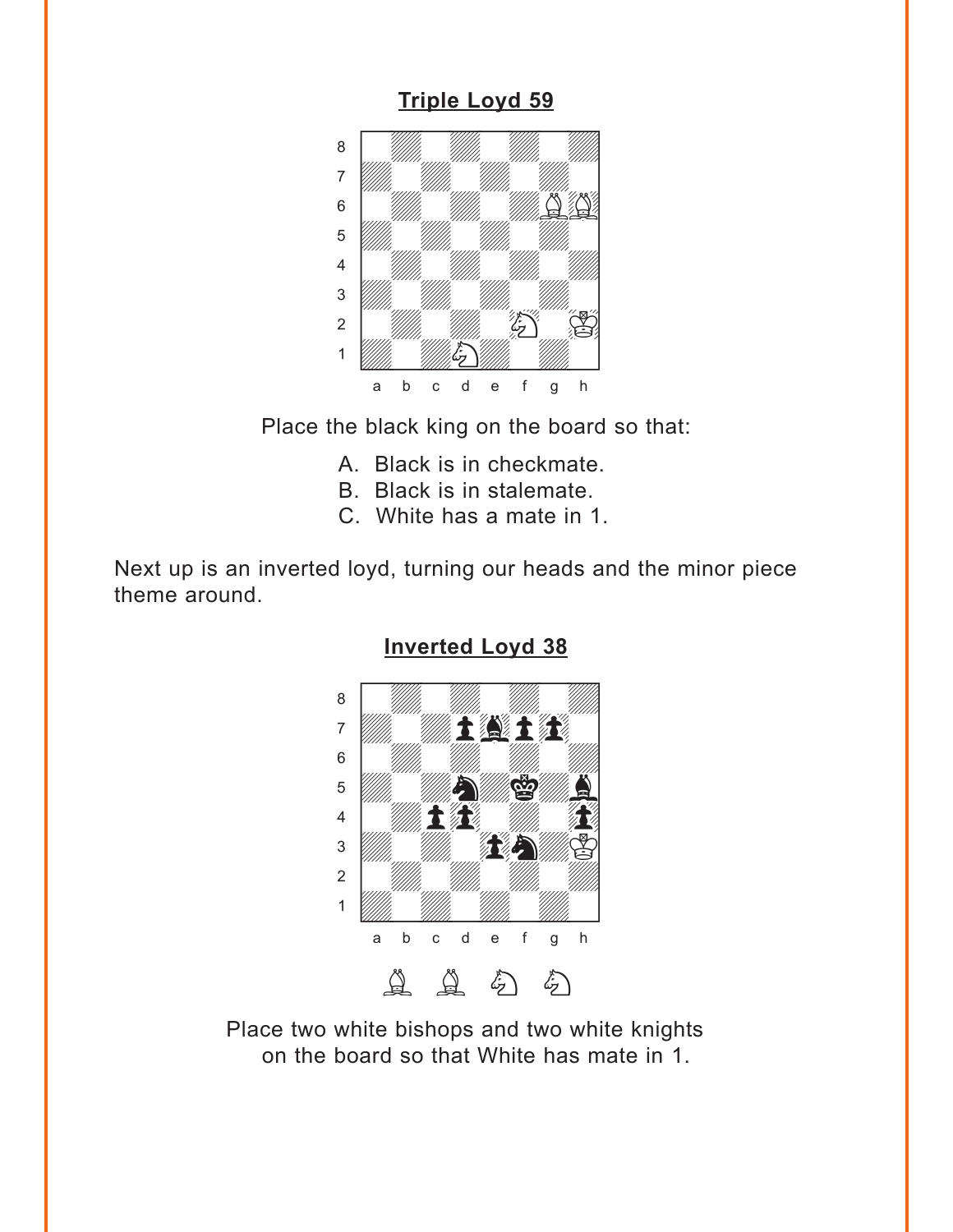**Triple Loyd 59**

Place the black king on the board so that:

A. Black is in checkmate.
B. Black is in stalemate.
C. White has a mate in 1.

Next up is an inverted loyd, turning our heads and the minor piece theme around.

**Inverted Loyd 38**

Place two white bishops and two white knights on the board so that White has mate in 1.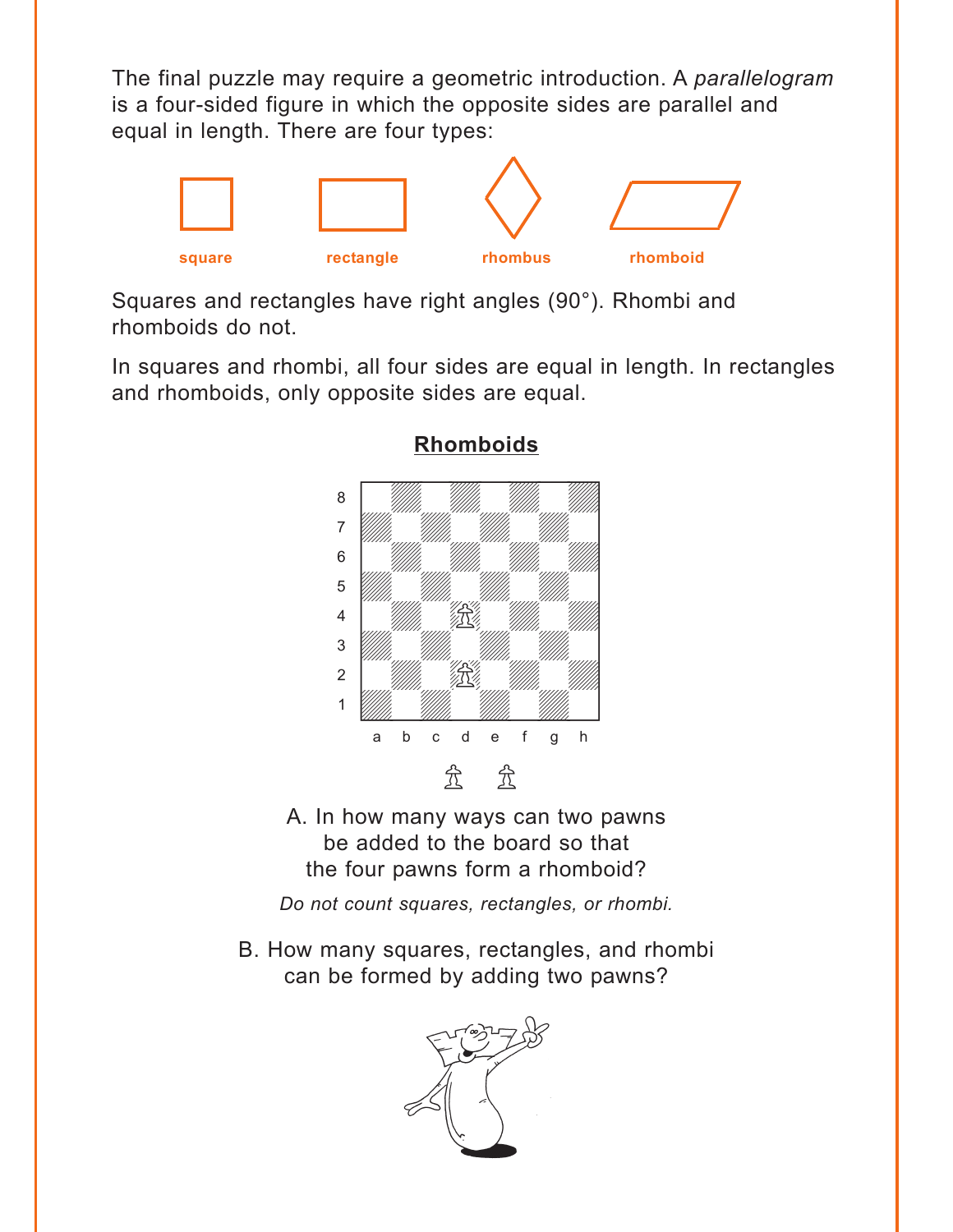The final puzzle may require a geometric introduction. A *parallelogram* is a four-sided figure in which the opposite sides are parallel and equal in length. There are four types:

square — rectangle — rhombus — rhomboid

Squares and rectangles have right angles (90°). Rhombi and rhomboids do not.

In squares and rhombi, all four sides are equal in length. In rectangles and rhomboids, only opposite sides are equal.

## Rhomboids

A. In how many ways can two pawns be added to the board so that the four pawns form a rhomboid?

*Do not count squares, rectangles, or rhombi.*

B. How many squares, rectangles, and rhombi can be formed by adding two pawns?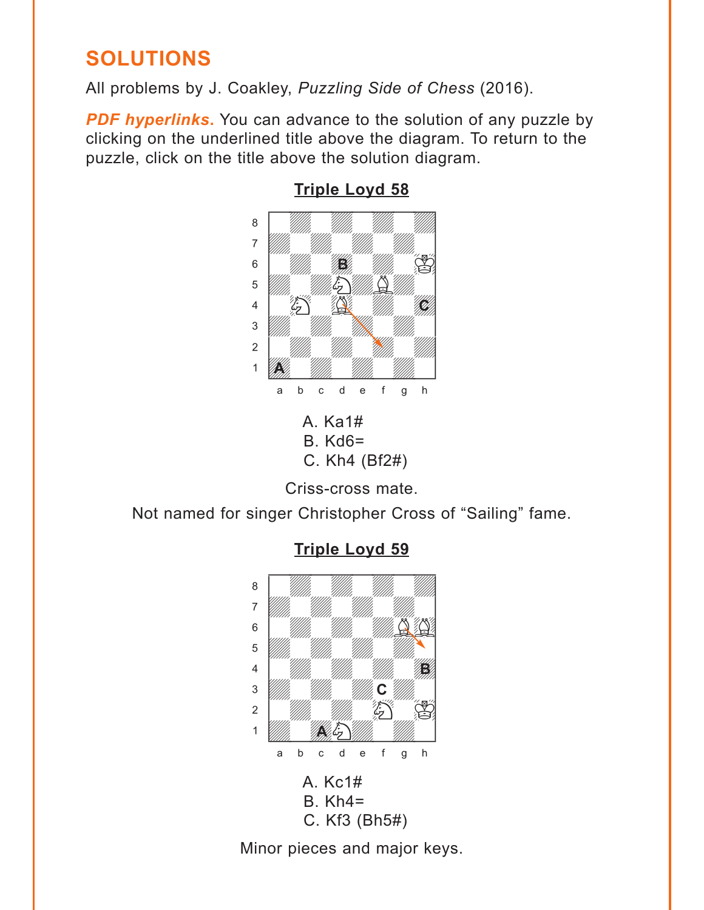## SOLUTIONS

All problems by J. Coakley, *Puzzling Side of Chess* (2016).

***PDF hyperlinks***. You can advance to the solution of any puzzle by clicking on the underlined title above the diagram. To return to the puzzle, click on the title above the solution diagram.

### Triple Loyd 58

A. Ka1#
B. Kd6=
C. Kh4 (Bf2#)

Criss-cross mate.

Not named for singer Christopher Cross of "Sailing" fame.

### Triple Loyd 59

A. Kc1#
B. Kh4=
C. Kf3 (Bh5#)

Minor pieces and major keys.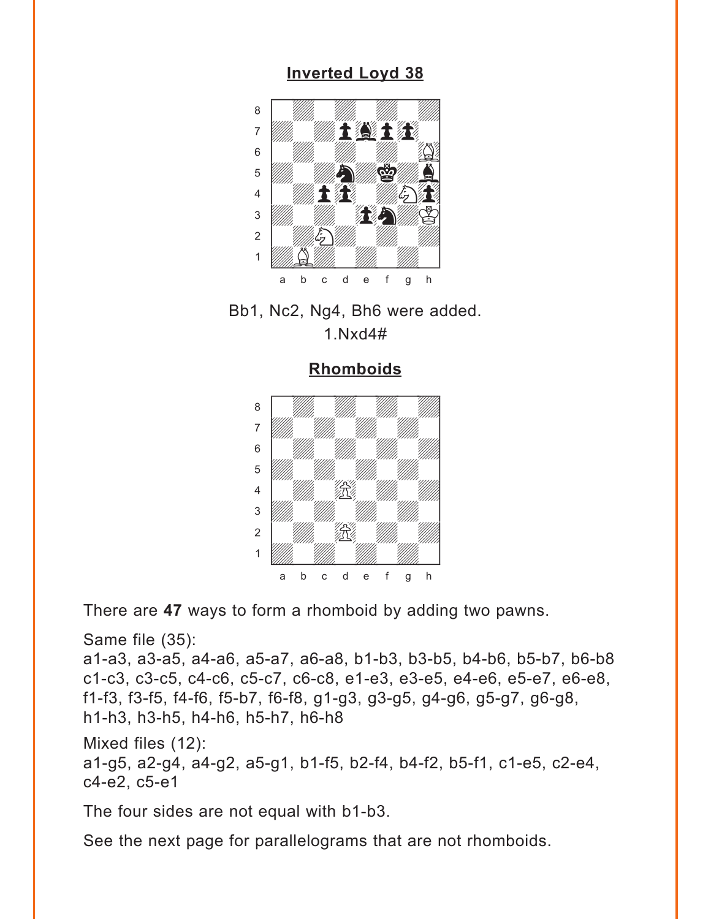## Inverted Loyd 38

Bb1, Nc2, Ng4, Bh6 were added.
1.Nxd4#

## Rhomboids

There are **47** ways to form a rhomboid by adding two pawns.

Same file (35):
a1-a3, a3-a5, a4-a6, a5-a7, a6-a8, b1-b3, b3-b5, b4-b6, b5-b7, b6-b8
c1-c3, c3-c5, c4-c6, c5-c7, c6-c8, e1-e3, e3-e5, e4-e6, e5-e7, e6-e8,
f1-f3, f3-f5, f4-f6, f5-b7, f6-f8, g1-g3, g3-g5, g4-g6, g5-g7, g6-g8,
h1-h3, h3-h5, h4-h6, h5-h7, h6-h8

Mixed files (12):
a1-g5, a2-g4, a4-g2, a5-g1, b1-f5, b2-f4, b4-f2, b5-f1, c1-e5, c2-e4,
c4-e2, c5-e1

The four sides are not equal with b1-b3.

See the next page for parallelograms that are not rhomboids.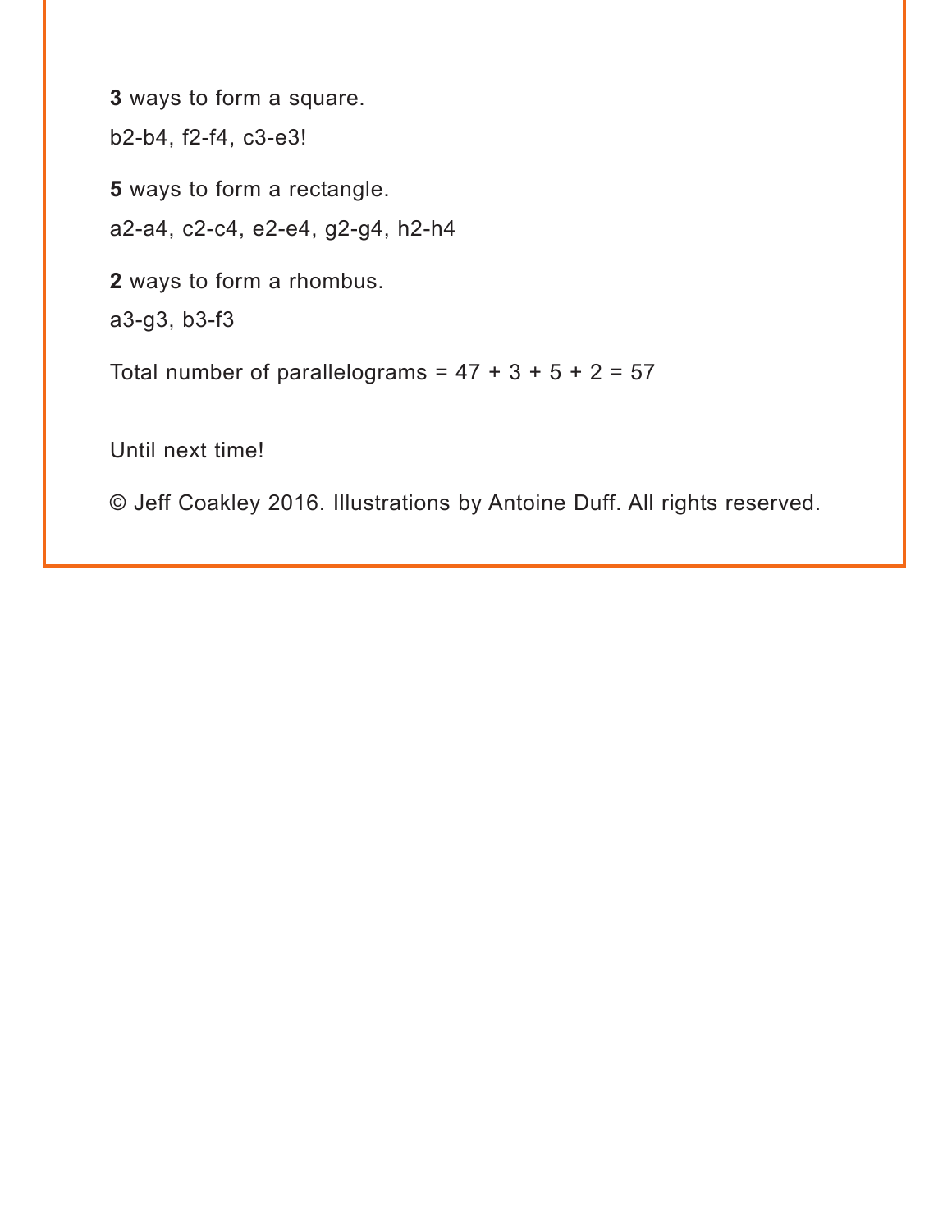**3** ways to form a square.

b2-b4, f2-f4, c3-e3!

**5** ways to form a rectangle.

a2-a4, c2-c4, e2-e4, g2-g4, h2-h4

**2** ways to form a rhombus.

a3-g3, b3-f3

Total number of parallelograms = 47 + 3 + 5 + 2 = 57

Until next time!

© Jeff Coakley 2016. Illustrations by Antoine Duff. All rights reserved.